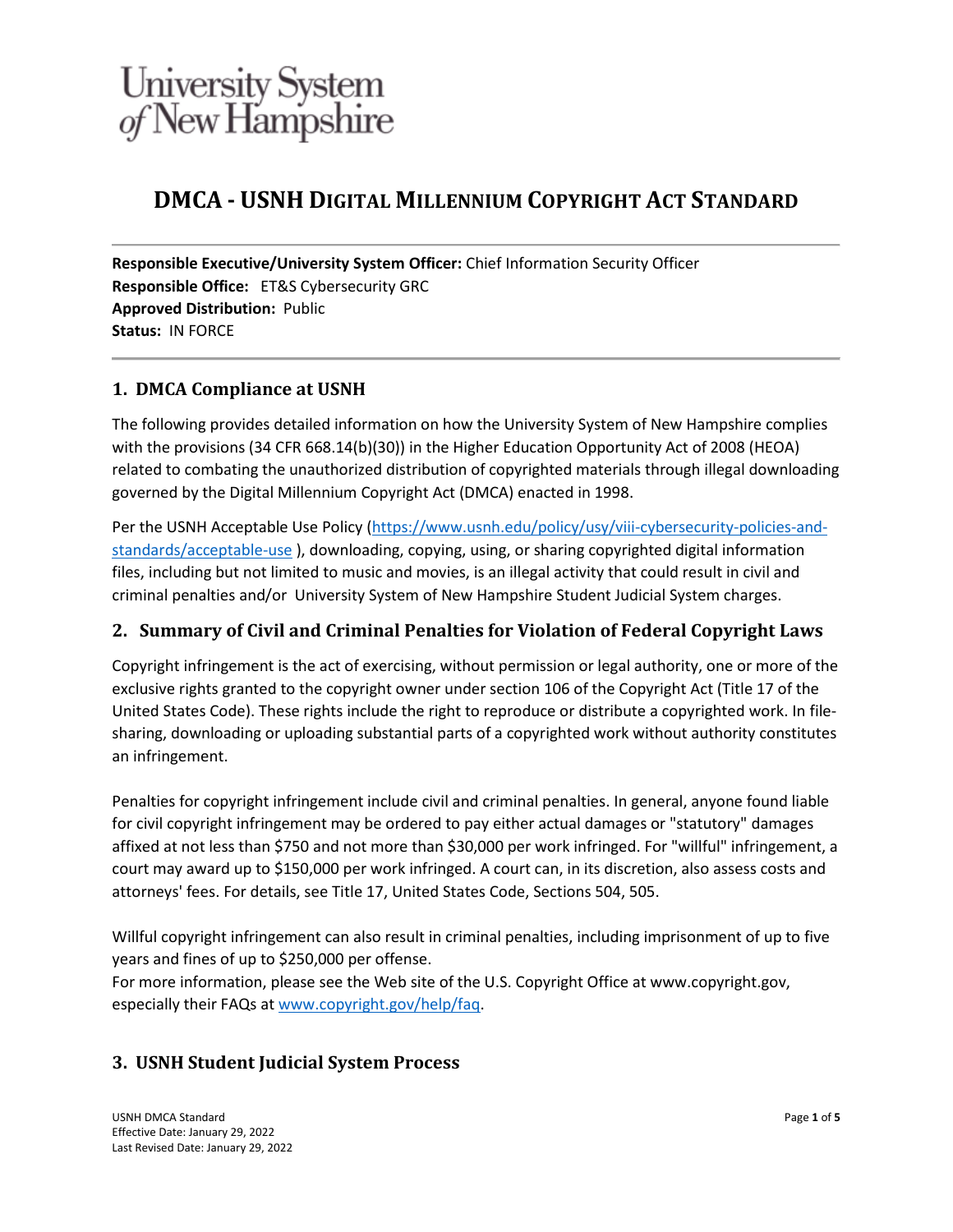University System of New Hampshire

# DMCA - USNH Digital Millennium Copyright Act Standard

**Responsible Executive/University System Officer:** Chief Information Security Officer
**Responsible Office:** ET&S Cybersecurity GRC
**Approved Distribution:** Public
**Status:** IN FORCE

## 1. DMCA Compliance at USNH

The following provides detailed information on how the University System of New Hampshire complies with the provisions (34 CFR 668.14(b)(30)) in the Higher Education Opportunity Act of 2008 (HEOA) related to combating the unauthorized distribution of copyrighted materials through illegal downloading governed by the Digital Millennium Copyright Act (DMCA) enacted in 1998.

Per the USNH Acceptable Use Policy (https://www.usnh.edu/policy/usy/viii-cybersecurity-policies-and-standards/acceptable-use ), downloading, copying, using, or sharing copyrighted digital information files, including but not limited to music and movies, is an illegal activity that could result in civil and criminal penalties and/or University System of New Hampshire Student Judicial System charges.

## 2. Summary of Civil and Criminal Penalties for Violation of Federal Copyright Laws

Copyright infringement is the act of exercising, without permission or legal authority, one or more of the exclusive rights granted to the copyright owner under section 106 of the Copyright Act (Title 17 of the United States Code). These rights include the right to reproduce or distribute a copyrighted work. In file-sharing, downloading or uploading substantial parts of a copyrighted work without authority constitutes an infringement.

Penalties for copyright infringement include civil and criminal penalties. In general, anyone found liable for civil copyright infringement may be ordered to pay either actual damages or "statutory" damages affixed at not less than $750 and not more than $30,000 per work infringed. For "willful" infringement, a court may award up to $150,000 per work infringed. A court can, in its discretion, also assess costs and attorneys' fees. For details, see Title 17, United States Code, Sections 504, 505.

Willful copyright infringement can also result in criminal penalties, including imprisonment of up to five years and fines of up to $250,000 per offense.
For more information, please see the Web site of the U.S. Copyright Office at www.copyright.gov, especially their FAQs at www.copyright.gov/help/faq.

## 3. USNH Student Judicial System Process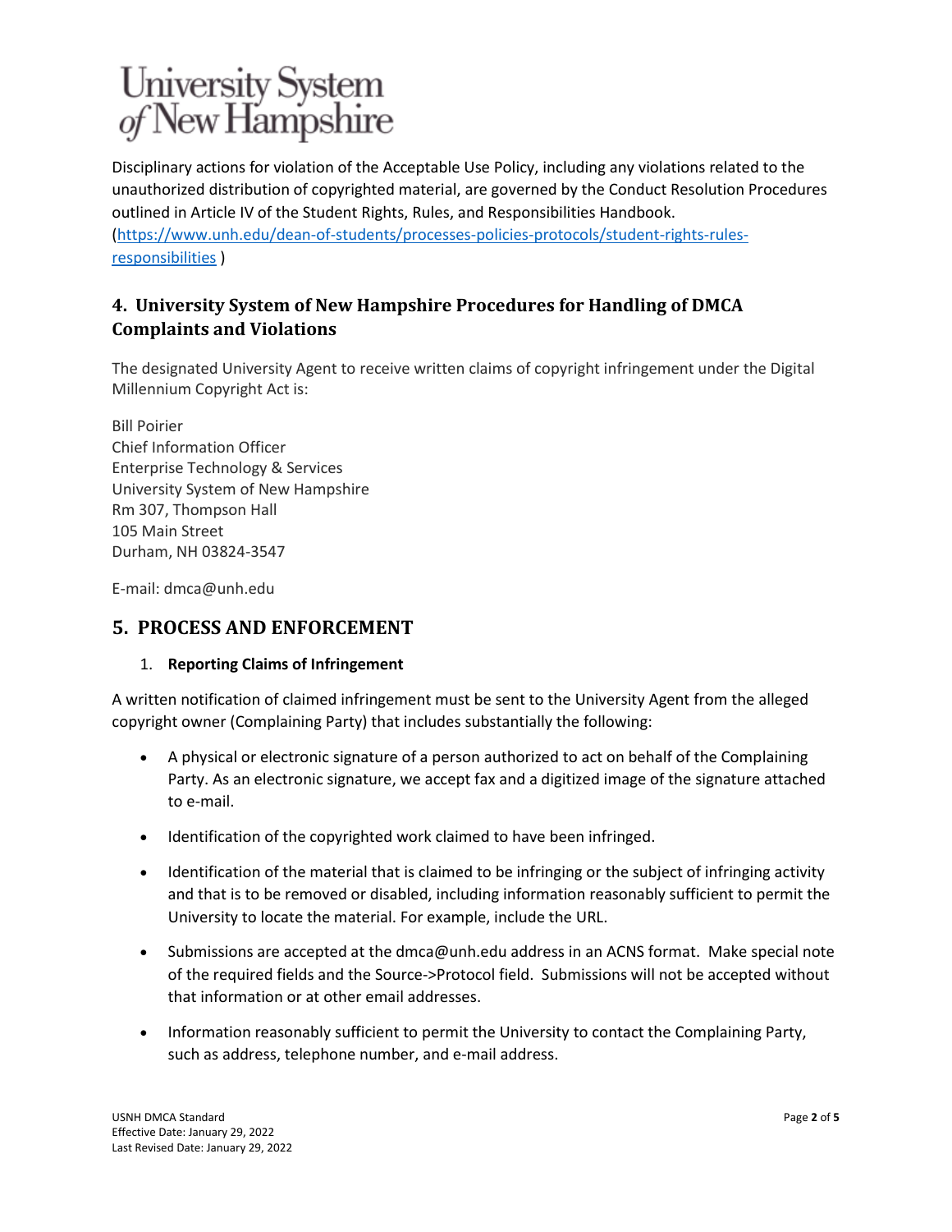Disciplinary actions for violation of the Acceptable Use Policy, including any violations related to the unauthorized distribution of copyrighted material, are governed by the Conduct Resolution Procedures outlined in Article IV of the Student Rights, Rules, and Responsibilities Handbook. (https://www.unh.edu/dean-of-students/processes-policies-protocols/student-rights-rules-responsibilities )

## 4. University System of New Hampshire Procedures for Handling of DMCA Complaints and Violations

The designated University Agent to receive written claims of copyright infringement under the Digital Millennium Copyright Act is:

Bill Poirier
Chief Information Officer
Enterprise Technology & Services
University System of New Hampshire
Rm 307, Thompson Hall
105 Main Street
Durham, NH 03824-3547

E-mail: dmca@unh.edu

## 5. PROCESS AND ENFORCEMENT

1. **Reporting Claims of Infringement**

A written notification of claimed infringement must be sent to the University Agent from the alleged copyright owner (Complaining Party) that includes substantially the following:

- A physical or electronic signature of a person authorized to act on behalf of the Complaining Party. As an electronic signature, we accept fax and a digitized image of the signature attached to e-mail.
- Identification of the copyrighted work claimed to have been infringed.
- Identification of the material that is claimed to be infringing or the subject of infringing activity and that is to be removed or disabled, including information reasonably sufficient to permit the University to locate the material. For example, include the URL.
- Submissions are accepted at the dmca@unh.edu address in an ACNS format. Make special note of the required fields and the Source->Protocol field. Submissions will not be accepted without that information or at other email addresses.
- Information reasonably sufficient to permit the University to contact the Complaining Party, such as address, telephone number, and e-mail address.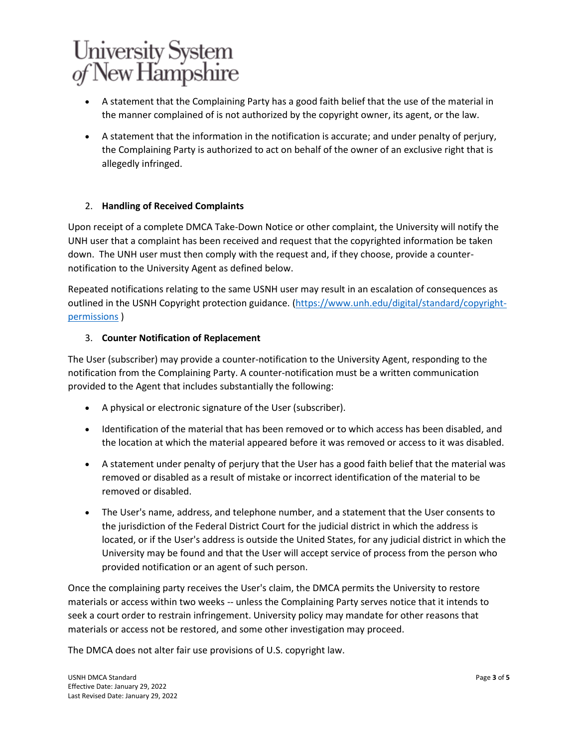- A statement that the Complaining Party has a good faith belief that the use of the material in the manner complained of is not authorized by the copyright owner, its agent, or the law.
- A statement that the information in the notification is accurate; and under penalty of perjury, the Complaining Party is authorized to act on behalf of the owner of an exclusive right that is allegedly infringed.

2. **Handling of Received Complaints**

Upon receipt of a complete DMCA Take-Down Notice or other complaint, the University will notify the UNH user that a complaint has been received and request that the copyrighted information be taken down. The UNH user must then comply with the request and, if they choose, provide a counter-notification to the University Agent as defined below.

Repeated notifications relating to the same USNH user may result in an escalation of consequences as outlined in the USNH Copyright protection guidance. ([https://www.unh.edu/digital/standard/copyright-permissions](https://www.unh.edu/digital/standard/copyright-permissions) )

3. **Counter Notification of Replacement**

The User (subscriber) may provide a counter-notification to the University Agent, responding to the notification from the Complaining Party. A counter-notification must be a written communication provided to the Agent that includes substantially the following:

- A physical or electronic signature of the User (subscriber).
- Identification of the material that has been removed or to which access has been disabled, and the location at which the material appeared before it was removed or access to it was disabled.
- A statement under penalty of perjury that the User has a good faith belief that the material was removed or disabled as a result of mistake or incorrect identification of the material to be removed or disabled.
- The User's name, address, and telephone number, and a statement that the User consents to the jurisdiction of the Federal District Court for the judicial district in which the address is located, or if the User's address is outside the United States, for any judicial district in which the University may be found and that the User will accept service of process from the person who provided notification or an agent of such person.

Once the complaining party receives the User's claim, the DMCA permits the University to restore materials or access within two weeks -- unless the Complaining Party serves notice that it intends to seek a court order to restrain infringement. University policy may mandate for other reasons that materials or access not be restored, and some other investigation may proceed.

The DMCA does not alter fair use provisions of U.S. copyright law.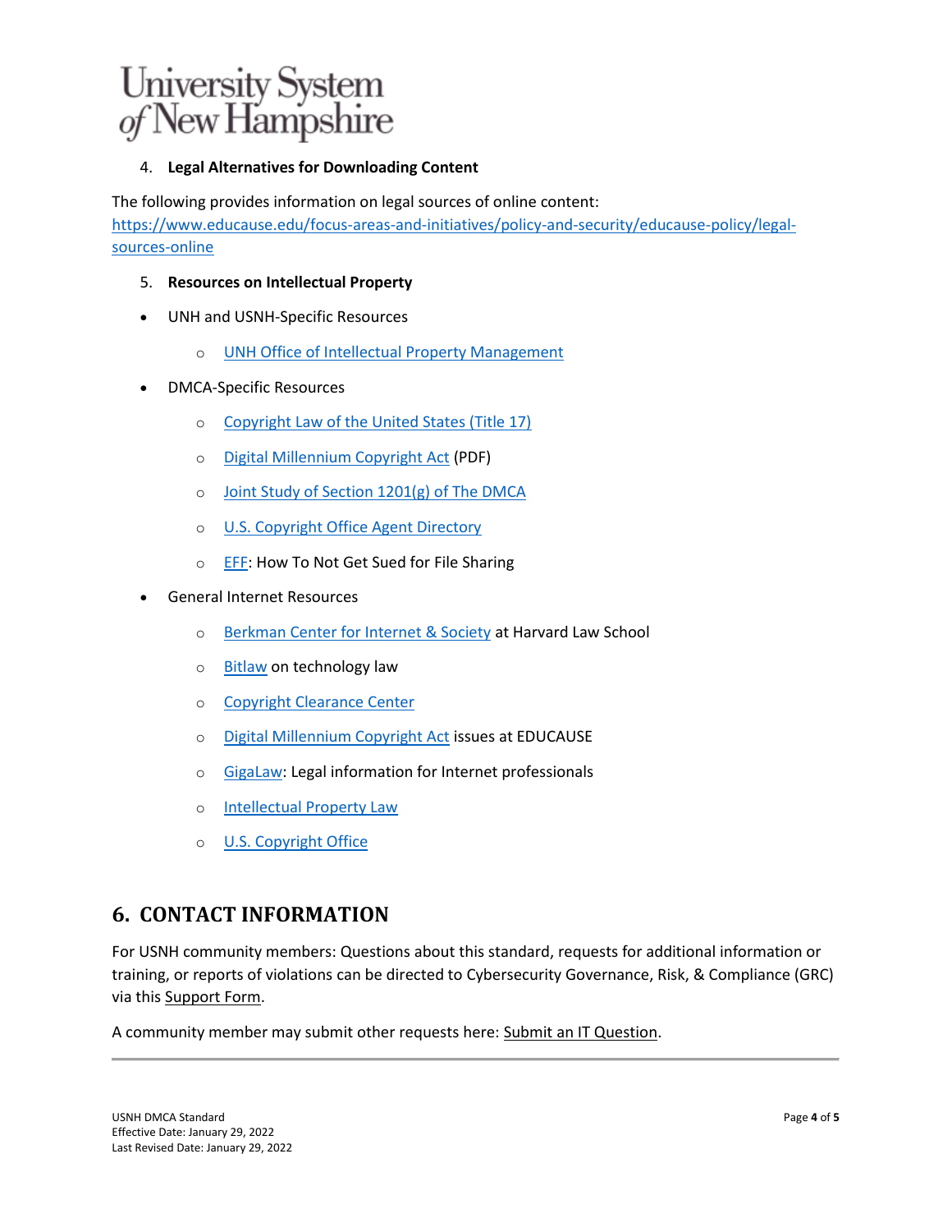4. **Legal Alternatives for Downloading Content**

The following provides information on legal sources of online content: https://www.educause.edu/focus-areas-and-initiatives/policy-and-security/educause-policy/legal-sources-online

5. **Resources on Intellectual Property**

- UNH and USNH-Specific Resources
  - UNH Office of Intellectual Property Management
- DMCA-Specific Resources
  - Copyright Law of the United States (Title 17)
  - Digital Millennium Copyright Act (PDF)
  - Joint Study of Section 1201(g) of The DMCA
  - U.S. Copyright Office Agent Directory
  - EFF: How To Not Get Sued for File Sharing
- General Internet Resources
  - Berkman Center for Internet & Society at Harvard Law School
  - Bitlaw on technology law
  - Copyright Clearance Center
  - Digital Millennium Copyright Act issues at EDUCAUSE
  - GigaLaw: Legal information for Internet professionals
  - Intellectual Property Law
  - U.S. Copyright Office

## 6. CONTACT INFORMATION

For USNH community members: Questions about this standard, requests for additional information or training, or reports of violations can be directed to Cybersecurity Governance, Risk, & Compliance (GRC) via this Support Form.

A community member may submit other requests here: Submit an IT Question.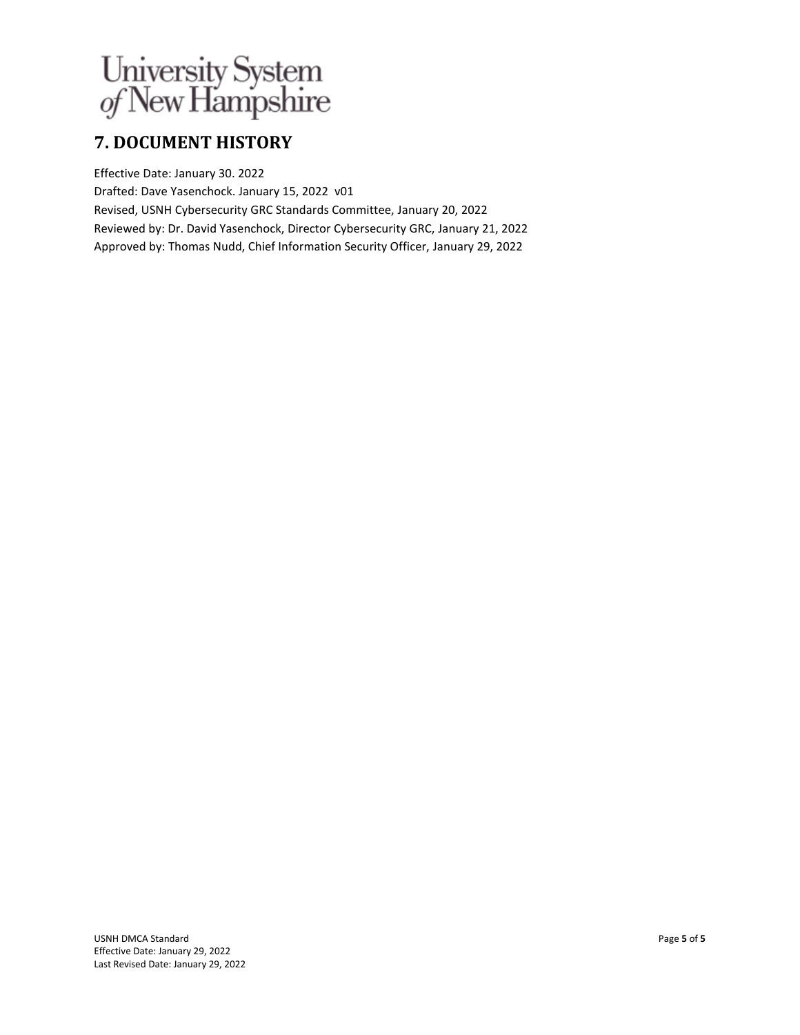University System of New Hampshire

## 7. DOCUMENT HISTORY

Effective Date: January 30. 2022

Drafted: Dave Yasenchock. January 15, 2022 v01

Revised, USNH Cybersecurity GRC Standards Committee, January 20, 2022

Reviewed by: Dr. David Yasenchock, Director Cybersecurity GRC, January 21, 2022

Approved by: Thomas Nudd, Chief Information Security Officer, January 29, 2022